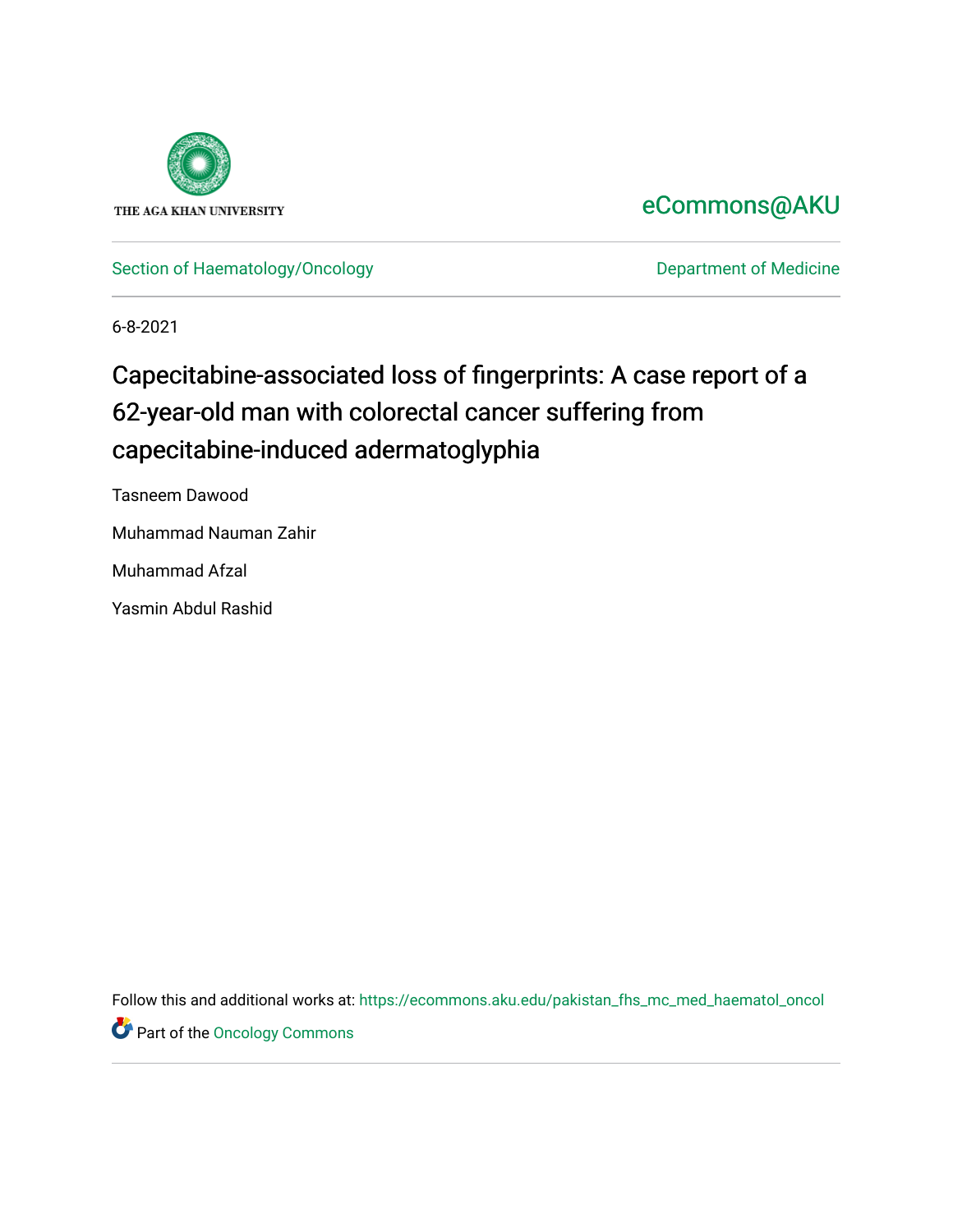THE AGA KHAN UNIVERSITY

eCommons@AKU

Section of Haematology/Oncology

Department of Medicine

6-8-2021

# Capecitabine-associated loss of fingerprints: A case report of a 62-year-old man with colorectal cancer suffering from capecitabine-induced adermatoglyphia

Tasneem Dawood

Muhammad Nauman Zahir

Muhammad Afzal

Yasmin Abdul Rashid

Follow this and additional works at: https://ecommons.aku.edu/pakistan_fhs_mc_med_haematol_oncol

Part of the Oncology Commons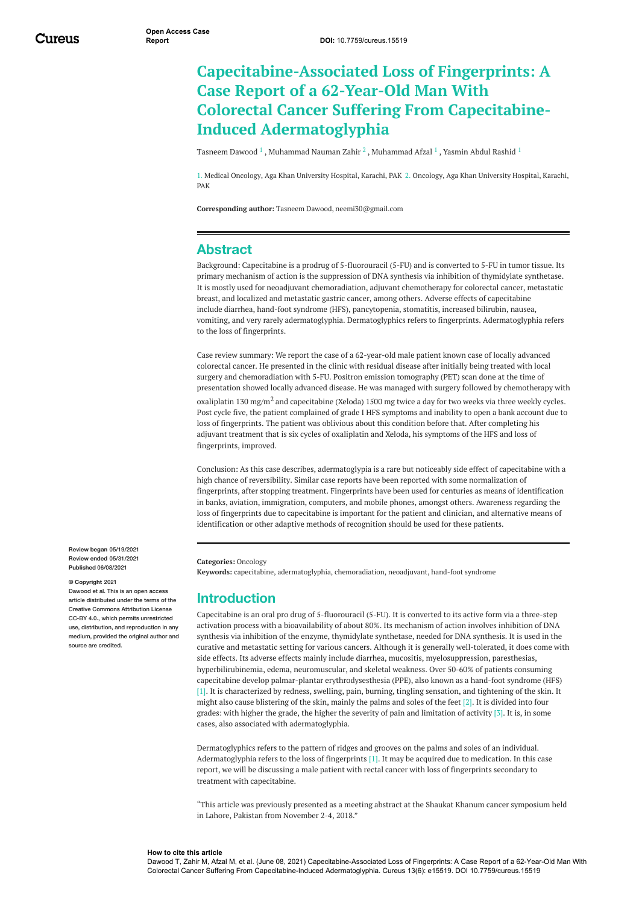# Capecitabine-Associated Loss of Fingerprints: A Case Report of a 62-Year-Old Man With Colorectal Cancer Suffering From Capecitabine-Induced Adermatoglyphia

Tasneem Dawood [1] , Muhammad Nauman Zahir [2] , Muhammad Afzal [1] , Yasmin Abdul Rashid [1]

1. Medical Oncology, Aga Khan University Hospital, Karachi, PAK 2. Oncology, Aga Khan University Hospital, Karachi, PAK

**Corresponding author:** Tasneem Dawood, neemi30@gmail.com

## Abstract

Background: Capecitabine is a prodrug of 5-fluorouracil (5-FU) and is converted to 5-FU in tumor tissue. Its primary mechanism of action is the suppression of DNA synthesis via inhibition of thymidylate synthetase. It is mostly used for neoadjuvant chemoradiation, adjuvant chemotherapy for colorectal cancer, metastatic breast, and localized and metastatic gastric cancer, among others. Adverse effects of capecitabine include diarrhea, hand-foot syndrome (HFS), pancytopenia, stomatitis, increased bilirubin, nausea, vomiting, and very rarely adermatoglyphia. Dermatoglyphics refers to fingerprints. Adermatoglyphia refers to the loss of fingerprints.

Case review summary: We report the case of a 62-year-old male patient known case of locally advanced colorectal cancer. He presented in the clinic with residual disease after initially being treated with local surgery and chemoradiation with 5-FU. Positron emission tomography (PET) scan done at the time of presentation showed locally advanced disease. He was managed with surgery followed by chemotherapy with oxaliplatin 130 mg/m$^2$ and capecitabine (Xeloda) 1500 mg twice a day for two weeks via three weekly cycles. Post cycle five, the patient complained of grade I HFS symptoms and inability to open a bank account due to loss of fingerprints. The patient was oblivious about this condition before that. After completing his adjuvant treatment that is six cycles of oxaliplatin and Xeloda, his symptoms of the HFS and loss of fingerprints, improved.

Conclusion: As this case describes, adermatoglypia is a rare but noticeably side effect of capecitabine with a high chance of reversibility. Similar case reports have been reported with some normalization of fingerprints, after stopping treatment. Fingerprints have been used for centuries as means of identification in banks, aviation, immigration, computers, and mobile phones, amongst others. Awareness regarding the loss of fingerprints due to capecitabine is important for the patient and clinician, and alternative means of identification or other adaptive methods of recognition should be used for these patients.

**Categories:** Oncology
**Keywords:** capecitabine, adermatoglyphia, chemoradiation, neoadjuvant, hand-foot syndrome

Review began 05/19/2021
Review ended 05/31/2021
Published 06/08/2021

© Copyright 2021
Dawood et al. This is an open access article distributed under the terms of the Creative Commons Attribution License CC-BY 4.0., which permits unrestricted use, distribution, and reproduction in any medium, provided the original author and source are credited.

## Introduction

Capecitabine is an oral pro drug of 5-fluorouracil (5-FU). It is converted to its active form via a three-step activation process with a bioavailability of about 80%. Its mechanism of action involves inhibition of DNA synthesis via inhibition of the enzyme, thymidylate synthetase, needed for DNA synthesis. It is used in the curative and metastatic setting for various cancers. Although it is generally well-tolerated, it does come with side effects. Its adverse effects mainly include diarrhea, mucositis, myelosuppression, paresthesias, hyperbilirubinemia, edema, neuromuscular, and skeletal weakness. Over 50-60% of patients consuming capecitabine develop palmar-plantar erythrodysesthesia (PPE), also known as a hand-foot syndrome (HFS) [1]. It is characterized by redness, swelling, pain, burning, tingling sensation, and tightening of the skin. It might also cause blistering of the skin, mainly the palms and soles of the feet [2]. It is divided into four grades: with higher the grade, the higher the severity of pain and limitation of activity [3]. It is, in some cases, also associated with adermatoglyphia.

Dermatoglyphics refers to the pattern of ridges and grooves on the palms and soles of an individual. Adermatoglyphia refers to the loss of fingerprints [1]. It may be acquired due to medication. In this case report, we will be discussing a male patient with rectal cancer with loss of fingerprints secondary to treatment with capecitabine.

"This article was previously presented as a meeting abstract at the Shaukat Khanum cancer symposium held in Lahore, Pakistan from November 2-4, 2018."

**How to cite this article**
Dawood T, Zahir M, Afzal M, et al. (June 08, 2021) Capecitabine-Associated Loss of Fingerprints: A Case Report of a 62-Year-Old Man With Colorectal Cancer Suffering From Capecitabine-Induced Adermatoglyphia. Cureus 13(6): e15519. DOI 10.7759/cureus.15519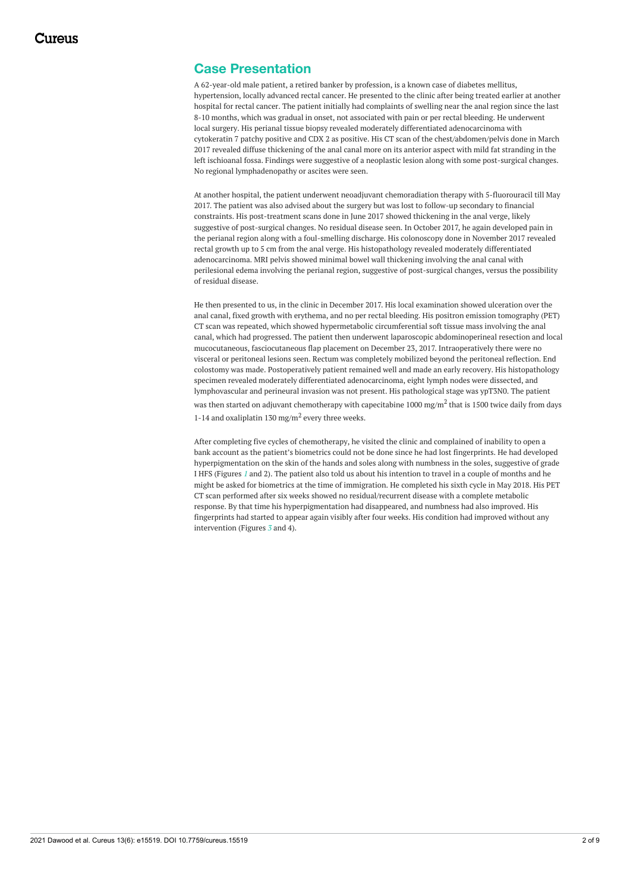## Case Presentation

A 62-year-old male patient, a retired banker by profession, is a known case of diabetes mellitus, hypertension, locally advanced rectal cancer. He presented to the clinic after being treated earlier at another hospital for rectal cancer. The patient initially had complaints of swelling near the anal region since the last 8-10 months, which was gradual in onset, not associated with pain or per rectal bleeding. He underwent local surgery. His perianal tissue biopsy revealed moderately differentiated adenocarcinoma with cytokeratin 7 patchy positive and CDX 2 as positive. His CT scan of the chest/abdomen/pelvis done in March 2017 revealed diffuse thickening of the anal canal more on its anterior aspect with mild fat stranding in the left ischioanal fossa. Findings were suggestive of a neoplastic lesion along with some post-surgical changes. No regional lymphadenopathy or ascites were seen.

At another hospital, the patient underwent neoadjuvant chemoradiation therapy with 5-fluorouracil till May 2017. The patient was also advised about the surgery but was lost to follow-up secondary to financial constraints. His post-treatment scans done in June 2017 showed thickening in the anal verge, likely suggestive of post-surgical changes. No residual disease seen. In October 2017, he again developed pain in the perianal region along with a foul-smelling discharge. His colonoscopy done in November 2017 revealed rectal growth up to 5 cm from the anal verge. His histopathology revealed moderately differentiated adenocarcinoma. MRI pelvis showed minimal bowel wall thickening involving the anal canal with perilesional edema involving the perianal region, suggestive of post-surgical changes, versus the possibility of residual disease.

He then presented to us, in the clinic in December 2017. His local examination showed ulceration over the anal canal, fixed growth with erythema, and no per rectal bleeding. His positron emission tomography (PET) CT scan was repeated, which showed hypermetabolic circumferential soft tissue mass involving the anal canal, which had progressed. The patient then underwent laparoscopic abdominoperineal resection and local mucocutaneous, fasciocutaneous flap placement on December 23, 2017. Intraoperatively there were no visceral or peritoneal lesions seen. Rectum was completely mobilized beyond the peritoneal reflection. End colostomy was made. Postoperatively patient remained well and made an early recovery. His histopathology specimen revealed moderately differentiated adenocarcinoma, eight lymph nodes were dissected, and lymphovascular and perineural invasion was not present. His pathological stage was ypT3N0. The patient was then started on adjuvant chemotherapy with capecitabine 1000 mg/m$^2$ that is 1500 twice daily from days 1-14 and oxaliplatin 130 mg/m$^2$ every three weeks.

After completing five cycles of chemotherapy, he visited the clinic and complained of inability to open a bank account as the patient's biometrics could not be done since he had lost fingerprints. He had developed hyperpigmentation on the skin of the hands and soles along with numbness in the soles, suggestive of grade I HFS (Figures *1* and 2). The patient also told us about his intention to travel in a couple of months and he might be asked for biometrics at the time of immigration. He completed his sixth cycle in May 2018. His PET CT scan performed after six weeks showed no residual/recurrent disease with a complete metabolic response. By that time his hyperpigmentation had disappeared, and numbness had also improved. His fingerprints had started to appear again visibly after four weeks. His condition had improved without any intervention (Figures *3* and 4).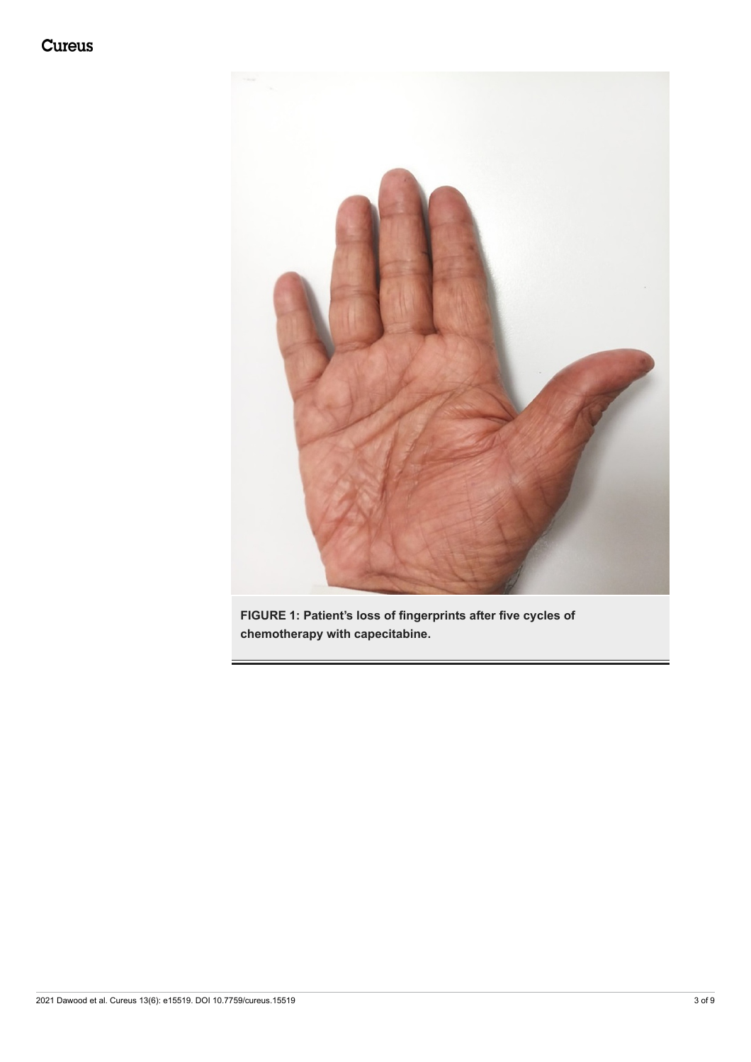**FIGURE 1: Patient's loss of fingerprints after five cycles of chemotherapy with capecitabine.**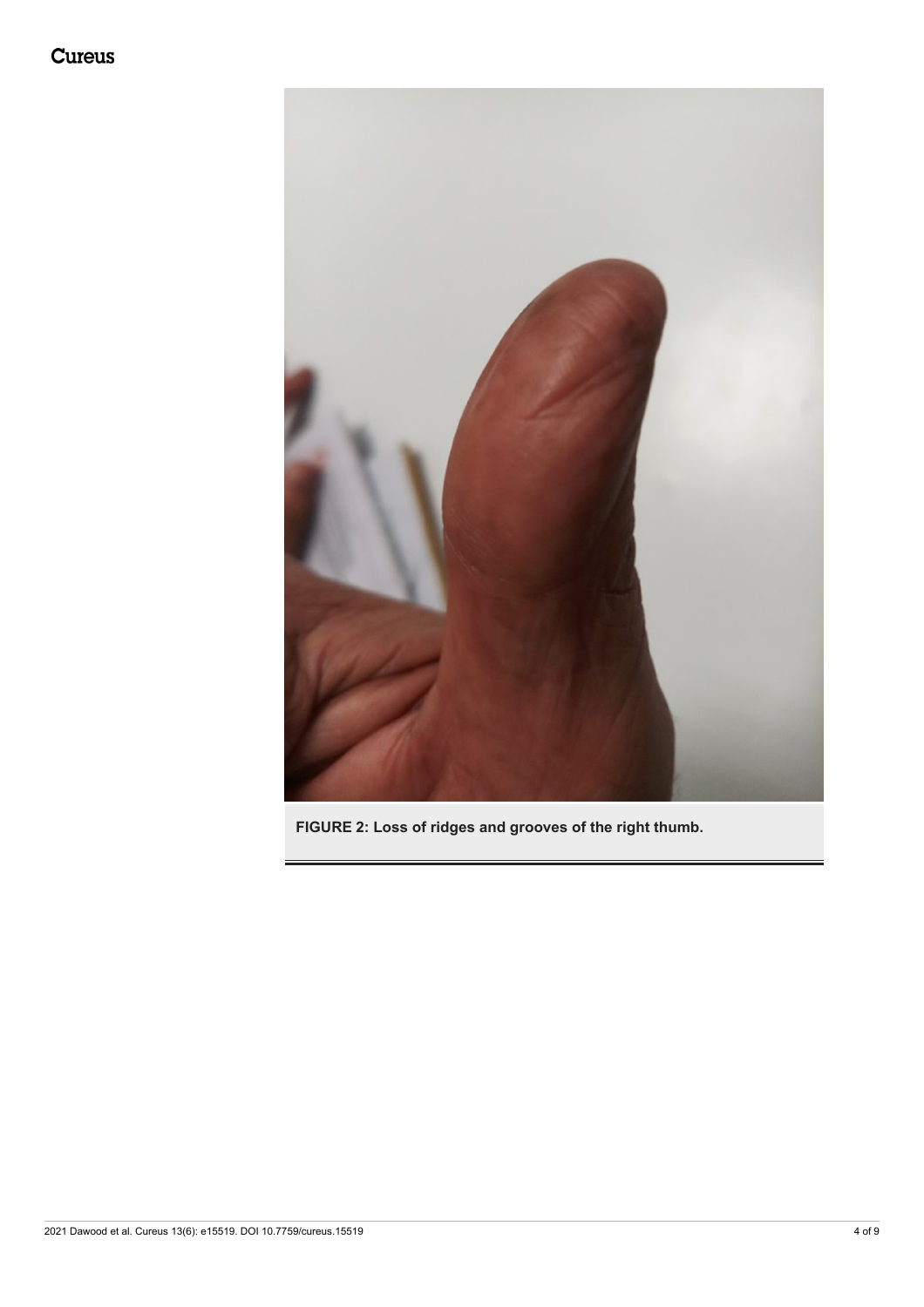**FIGURE 2: Loss of ridges and grooves of the right thumb.**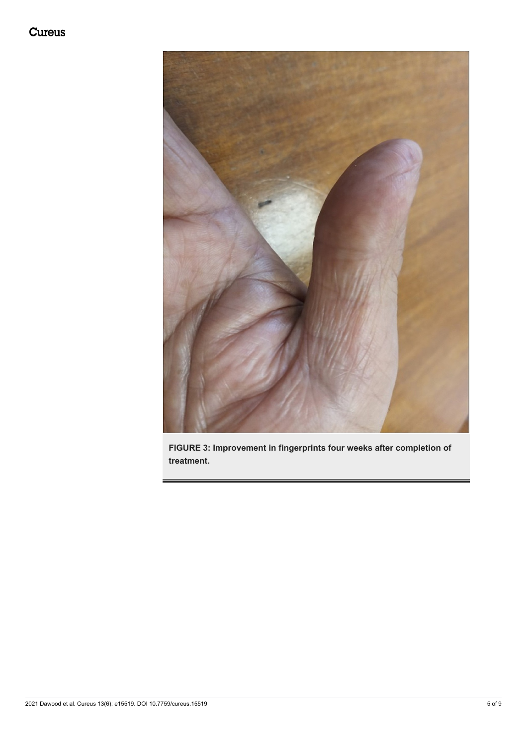**FIGURE 3: Improvement in fingerprints four weeks after completion of treatment.**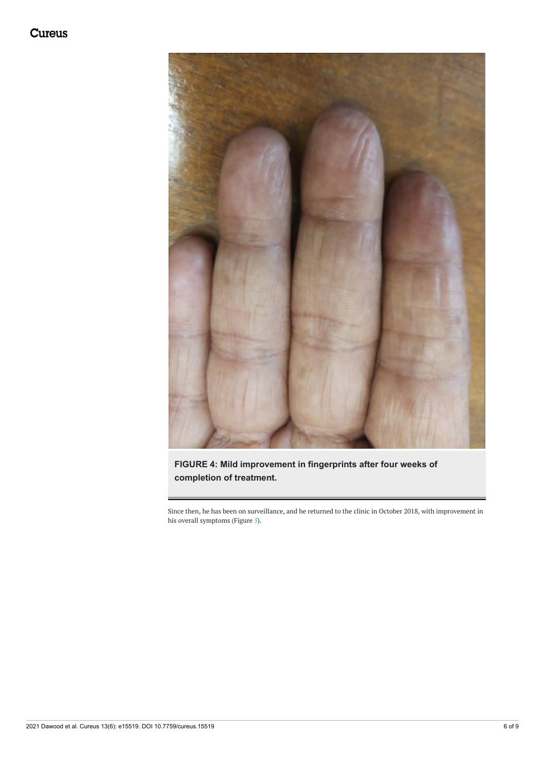**FIGURE 4: Mild improvement in fingerprints after four weeks of completion of treatment.**

Since then, he has been on surveillance, and he returned to the clinic in October 2018, with improvement in his overall symptoms (Figure 5).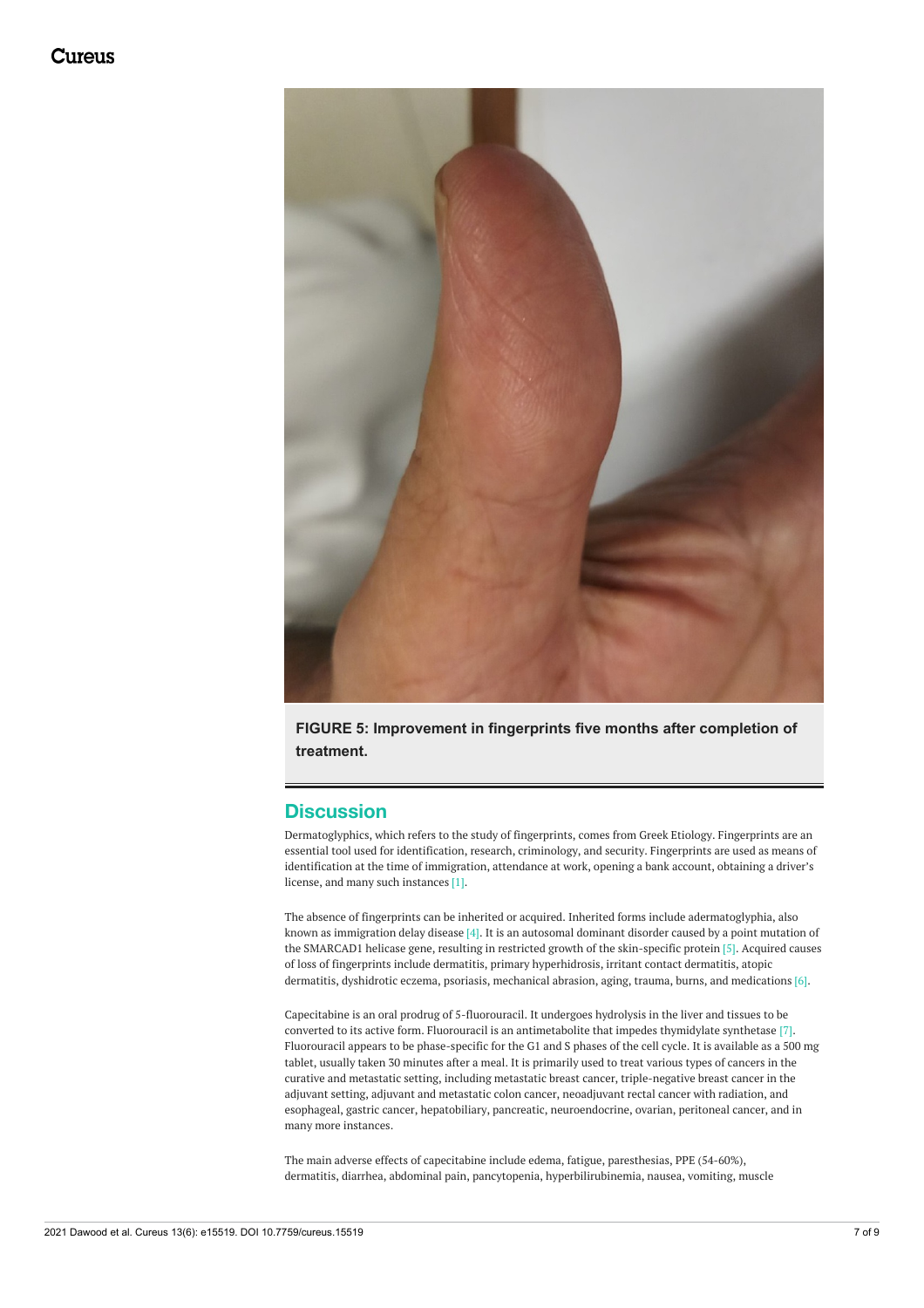FIGURE 5: Improvement in fingerprints five months after completion of treatment.

## Discussion

Dermatoglyphics, which refers to the study of fingerprints, comes from Greek Etiology. Fingerprints are an essential tool used for identification, research, criminology, and security. Fingerprints are used as means of identification at the time of immigration, attendance at work, opening a bank account, obtaining a driver's license, and many such instances [1].

The absence of fingerprints can be inherited or acquired. Inherited forms include adermatoglyphia, also known as immigration delay disease [4]. It is an autosomal dominant disorder caused by a point mutation of the SMARCAD1 helicase gene, resulting in restricted growth of the skin-specific protein [5]. Acquired causes of loss of fingerprints include dermatitis, primary hyperhidrosis, irritant contact dermatitis, atopic dermatitis, dyshidrotic eczema, psoriasis, mechanical abrasion, aging, trauma, burns, and medications [6].

Capecitabine is an oral prodrug of 5-fluorouracil. It undergoes hydrolysis in the liver and tissues to be converted to its active form. Fluorouracil is an antimetabolite that impedes thymidylate synthetase [7]. Fluorouracil appears to be phase-specific for the G1 and S phases of the cell cycle. It is available as a 500 mg tablet, usually taken 30 minutes after a meal. It is primarily used to treat various types of cancers in the curative and metastatic setting, including metastatic breast cancer, triple-negative breast cancer in the adjuvant setting, adjuvant and metastatic colon cancer, neoadjuvant rectal cancer with radiation, and esophageal, gastric cancer, hepatobiliary, pancreatic, neuroendocrine, ovarian, peritoneal cancer, and in many more instances.

The main adverse effects of capecitabine include edema, fatigue, paresthesias, PPE (54-60%), dermatitis, diarrhea, abdominal pain, pancytopenia, hyperbilirubinemia, nausea, vomiting, muscle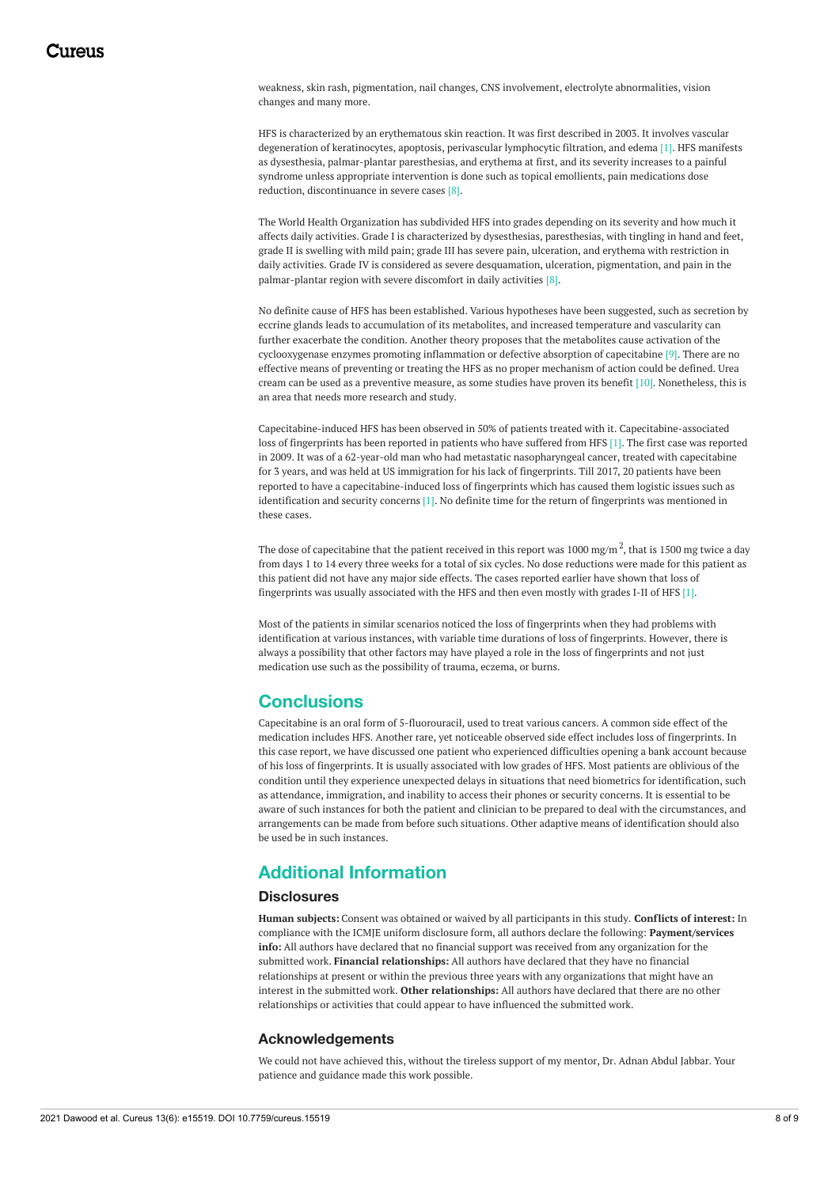weakness, skin rash, pigmentation, nail changes, CNS involvement, electrolyte abnormalities, vision changes and many more.

HFS is characterized by an erythematous skin reaction. It was first described in 2003. It involves vascular degeneration of keratinocytes, apoptosis, perivascular lymphocytic filtration, and edema [1]. HFS manifests as dysesthesia, palmar-plantar paresthesias, and erythema at first, and its severity increases to a painful syndrome unless appropriate intervention is done such as topical emollients, pain medications dose reduction, discontinuance in severe cases [8].

The World Health Organization has subdivided HFS into grades depending on its severity and how much it affects daily activities. Grade I is characterized by dysesthesias, paresthesias, with tingling in hand and feet, grade II is swelling with mild pain; grade III has severe pain, ulceration, and erythema with restriction in daily activities. Grade IV is considered as severe desquamation, ulceration, pigmentation, and pain in the palmar-plantar region with severe discomfort in daily activities [8].

No definite cause of HFS has been established. Various hypotheses have been suggested, such as secretion by eccrine glands leads to accumulation of its metabolites, and increased temperature and vascularity can further exacerbate the condition. Another theory proposes that the metabolites cause activation of the cyclooxygenase enzymes promoting inflammation or defective absorption of capecitabine [9]. There are no effective means of preventing or treating the HFS as no proper mechanism of action could be defined. Urea cream can be used as a preventive measure, as some studies have proven its benefit [10]. Nonetheless, this is an area that needs more research and study.

Capecitabine-induced HFS has been observed in 50% of patients treated with it. Capecitabine-associated loss of fingerprints has been reported in patients who have suffered from HFS [1]. The first case was reported in 2009. It was of a 62-year-old man who had metastatic nasopharyngeal cancer, treated with capecitabine for 3 years, and was held at US immigration for his lack of fingerprints. Till 2017, 20 patients have been reported to have a capecitabine-induced loss of fingerprints which has caused them logistic issues such as identification and security concerns [1]. No definite time for the return of fingerprints was mentioned in these cases.

The dose of capecitabine that the patient received in this report was 1000 mg/m$^2$, that is 1500 mg twice a day from days 1 to 14 every three weeks for a total of six cycles. No dose reductions were made for this patient as this patient did not have any major side effects. The cases reported earlier have shown that loss of fingerprints was usually associated with the HFS and then even mostly with grades I-II of HFS [1].

Most of the patients in similar scenarios noticed the loss of fingerprints when they had problems with identification at various instances, with variable time durations of loss of fingerprints. However, there is always a possibility that other factors may have played a role in the loss of fingerprints and not just medication use such as the possibility of trauma, eczema, or burns.

## Conclusions

Capecitabine is an oral form of 5-fluorouracil, used to treat various cancers. A common side effect of the medication includes HFS. Another rare, yet noticeable observed side effect includes loss of fingerprints. In this case report, we have discussed one patient who experienced difficulties opening a bank account because of his loss of fingerprints. It is usually associated with low grades of HFS. Most patients are oblivious of the condition until they experience unexpected delays in situations that need biometrics for identification, such as attendance, immigration, and inability to access their phones or security concerns. It is essential to be aware of such instances for both the patient and clinician to be prepared to deal with the circumstances, and arrangements can be made from before such situations. Other adaptive means of identification should also be used be in such instances.

## Additional Information

### Disclosures

**Human subjects:** Consent was obtained or waived by all participants in this study. **Conflicts of interest:** In compliance with the ICMJE uniform disclosure form, all authors declare the following: **Payment/services info:** All authors have declared that no financial support was received from any organization for the submitted work. **Financial relationships:** All authors have declared that they have no financial relationships at present or within the previous three years with any organizations that might have an interest in the submitted work. **Other relationships:** All authors have declared that there are no other relationships or activities that could appear to have influenced the submitted work.

### Acknowledgements

We could not have achieved this, without the tireless support of my mentor, Dr. Adnan Abdul Jabbar. Your patience and guidance made this work possible.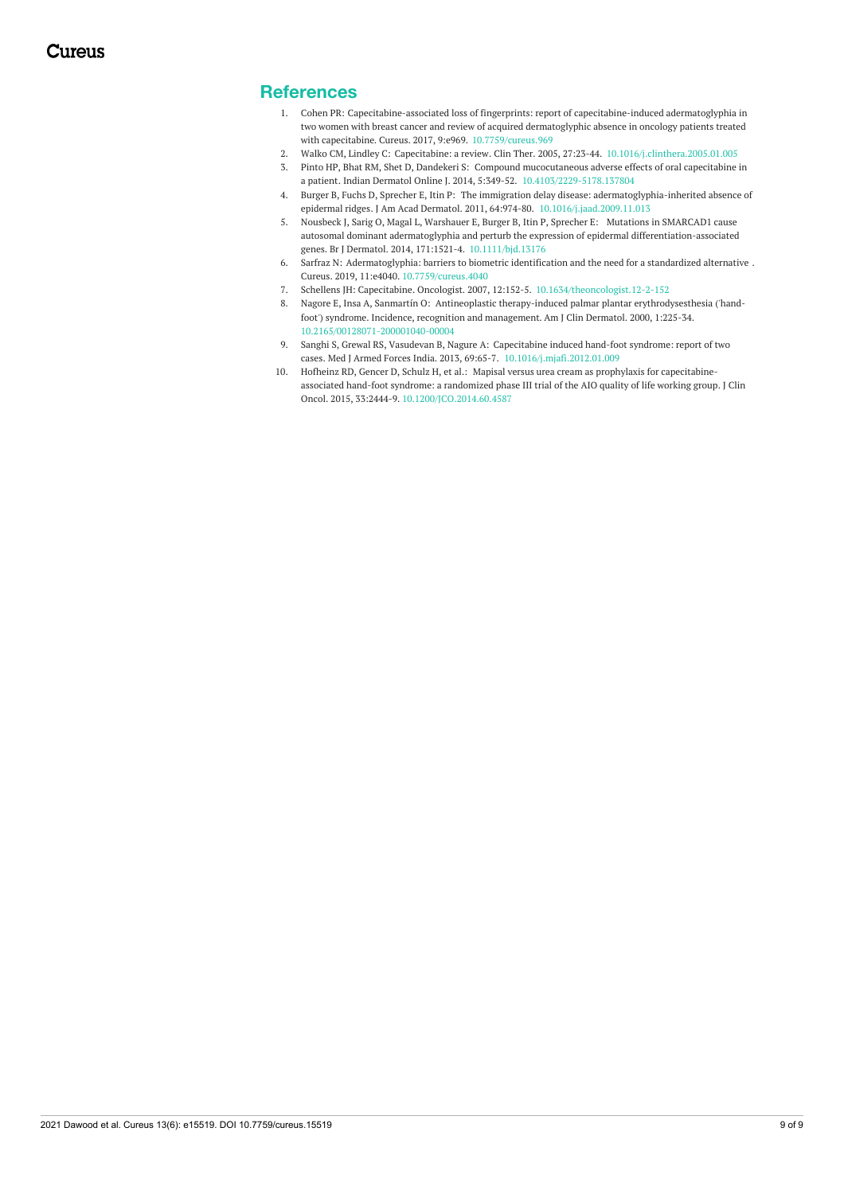## References

1. Cohen PR: Capecitabine-associated loss of fingerprints: report of capecitabine-induced adermatoglyphia in two women with breast cancer and review of acquired dermatoglyphic absence in oncology patients treated with capecitabine. Cureus. 2017, 9:e969. 10.7759/cureus.969
2. Walko CM, Lindley C: Capecitabine: a review. Clin Ther. 2005, 27:23-44. 10.1016/j.clinthera.2005.01.005
3. Pinto HP, Bhat RM, Shet D, Dandekeri S: Compound mucocutaneous adverse effects of oral capecitabine in a patient. Indian Dermatol Online J. 2014, 5:349-52. 10.4103/2229-5178.137804
4. Burger B, Fuchs D, Sprecher E, Itin P: The immigration delay disease: adermatoglyphia-inherited absence of epidermal ridges. J Am Acad Dermatol. 2011, 64:974-80. 10.1016/j.jaad.2009.11.013
5. Nousbeck J, Sarig O, Magal L, Warshauer E, Burger B, Itin P, Sprecher E: Mutations in SMARCAD1 cause autosomal dominant adermatoglyphia and perturb the expression of epidermal differentiation-associated genes. Br J Dermatol. 2014, 171:1521-4. 10.1111/bjd.13176
6. Sarfraz N: Adermatoglyphia: barriers to biometric identification and the need for a standardized alternative . Cureus. 2019, 11:e4040. 10.7759/cureus.4040
7. Schellens JH: Capecitabine. Oncologist. 2007, 12:152-5. 10.1634/theoncologist.12-2-152
8. Nagore E, Insa A, Sanmartín O: Antineoplastic therapy-induced palmar plantar erythrodysesthesia ('hand-foot') syndrome. Incidence, recognition and management. Am J Clin Dermatol. 2000, 1:225-34. 10.2165/00128071-200001040-00004
9. Sanghi S, Grewal RS, Vasudevan B, Nagure A: Capecitabine induced hand-foot syndrome: report of two cases. Med J Armed Forces India. 2013, 69:65-7. 10.1016/j.mjafi.2012.01.009
10. Hofheinz RD, Gencer D, Schulz H, et al.: Mapisal versus urea cream as prophylaxis for capecitabine-associated hand-foot syndrome: a randomized phase III trial of the AIO quality of life working group. J Clin Oncol. 2015, 33:2444-9. 10.1200/JCO.2014.60.4587